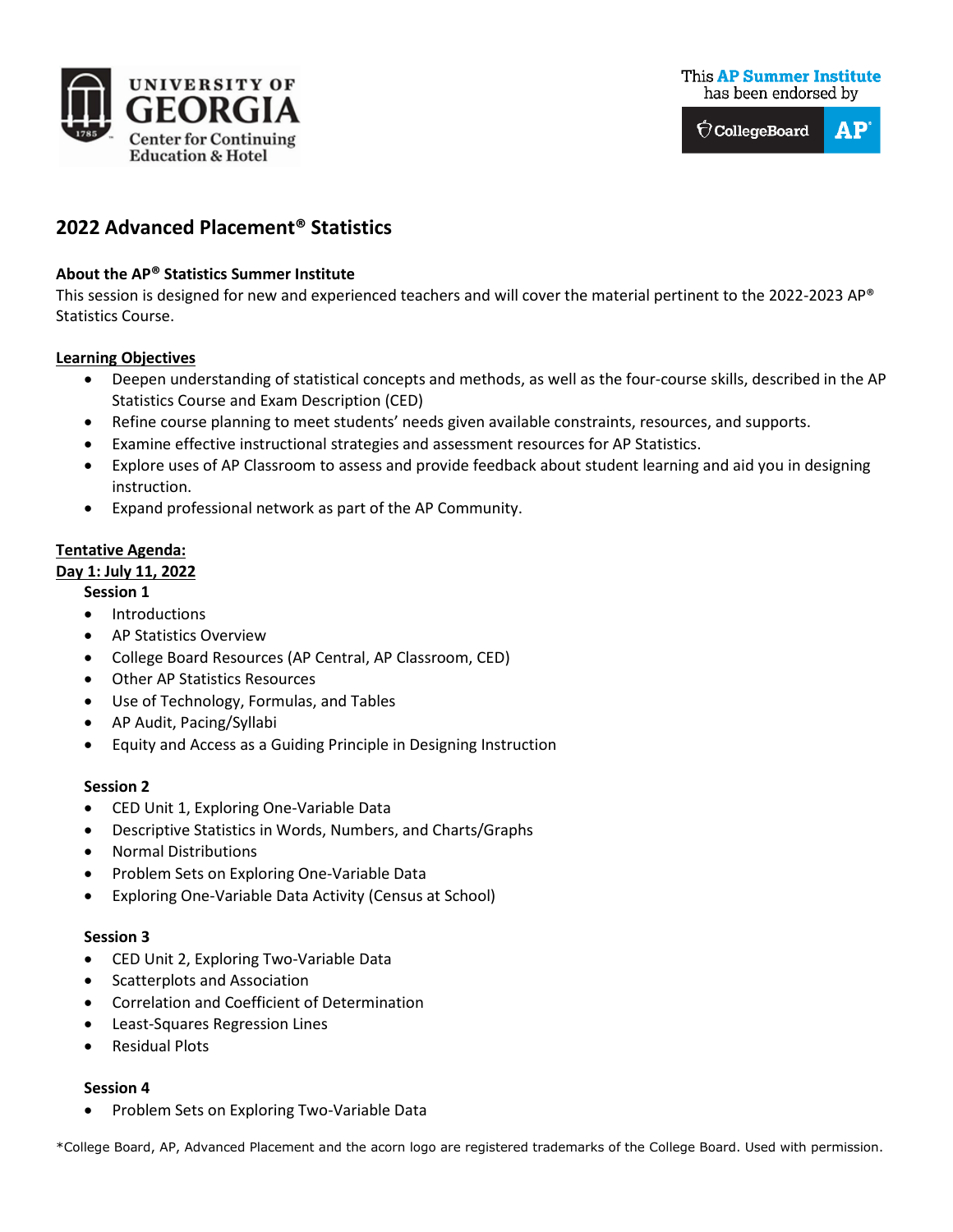UNIVERSITY OF GEORGIA
Center for Continuing Education & Hotel

This AP Summer Institute has been endorsed by CollegeBoard AP

# 2022 Advanced Placement® Statistics

**About the AP® Statistics Summer Institute**
This session is designed for new and experienced teachers and will cover the material pertinent to the 2022-2023 AP® Statistics Course.

**Learning Objectives**

- Deepen understanding of statistical concepts and methods, as well as the four-course skills, described in the AP Statistics Course and Exam Description (CED)
- Refine course planning to meet students' needs given available constraints, resources, and supports.
- Examine effective instructional strategies and assessment resources for AP Statistics.
- Explore uses of AP Classroom to assess and provide feedback about student learning and aid you in designing instruction.
- Expand professional network as part of the AP Community.

**Tentative Agenda:**
**Day 1: July 11, 2022**

**Session 1**

- Introductions
- AP Statistics Overview
- College Board Resources (AP Central, AP Classroom, CED)
- Other AP Statistics Resources
- Use of Technology, Formulas, and Tables
- AP Audit, Pacing/Syllabi
- Equity and Access as a Guiding Principle in Designing Instruction

**Session 2**

- CED Unit 1, Exploring One-Variable Data
- Descriptive Statistics in Words, Numbers, and Charts/Graphs
- Normal Distributions
- Problem Sets on Exploring One-Variable Data
- Exploring One-Variable Data Activity (Census at School)

**Session 3**

- CED Unit 2, Exploring Two-Variable Data
- Scatterplots and Association
- Correlation and Coefficient of Determination
- Least-Squares Regression Lines
- Residual Plots

**Session 4**

- Problem Sets on Exploring Two-Variable Data

*College Board, AP, Advanced Placement and the acorn logo are registered trademarks of the College Board. Used with permission.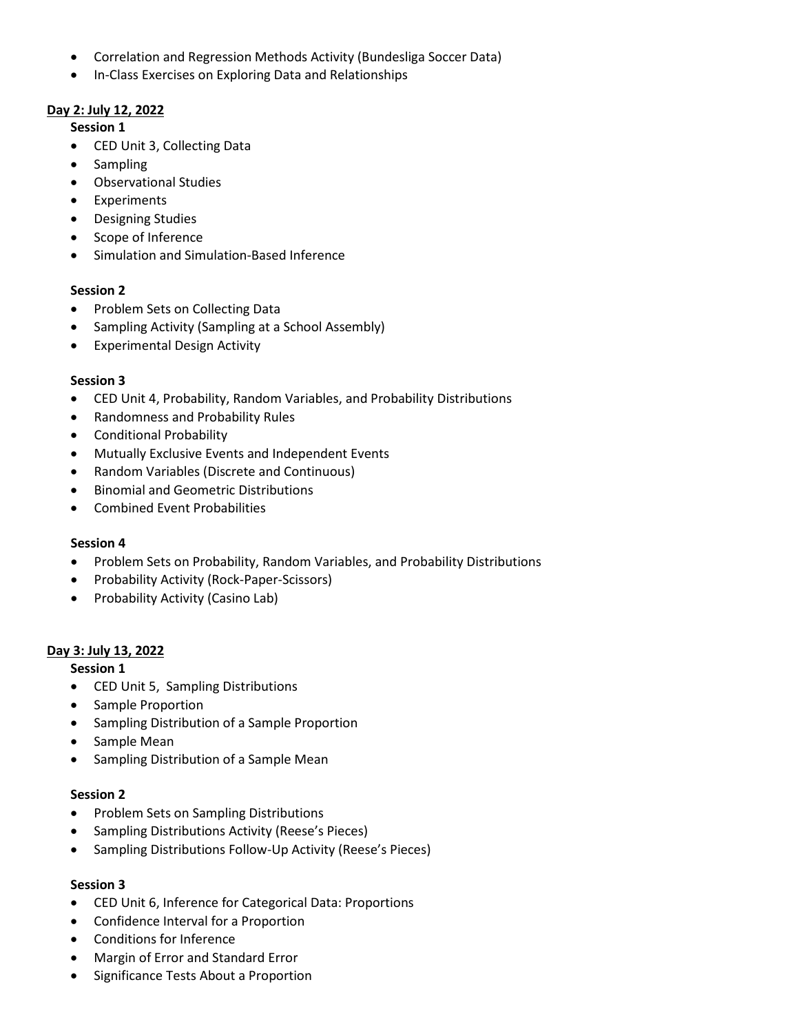- Correlation and Regression Methods Activity (Bundesliga Soccer Data)
- In-Class Exercises on Exploring Data and Relationships

**Day 2: July 12, 2022**

**Session 1**

- CED Unit 3, Collecting Data
- Sampling
- Observational Studies
- Experiments
- Designing Studies
- Scope of Inference
- Simulation and Simulation-Based Inference

**Session 2**

- Problem Sets on Collecting Data
- Sampling Activity (Sampling at a School Assembly)
- Experimental Design Activity

**Session 3**

- CED Unit 4, Probability, Random Variables, and Probability Distributions
- Randomness and Probability Rules
- Conditional Probability
- Mutually Exclusive Events and Independent Events
- Random Variables (Discrete and Continuous)
- Binomial and Geometric Distributions
- Combined Event Probabilities

**Session 4**

- Problem Sets on Probability, Random Variables, and Probability Distributions
- Probability Activity (Rock-Paper-Scissors)
- Probability Activity (Casino Lab)

**Day 3: July 13, 2022**

**Session 1**

- CED Unit 5, Sampling Distributions
- Sample Proportion
- Sampling Distribution of a Sample Proportion
- Sample Mean
- Sampling Distribution of a Sample Mean

**Session 2**

- Problem Sets on Sampling Distributions
- Sampling Distributions Activity (Reese's Pieces)
- Sampling Distributions Follow-Up Activity (Reese's Pieces)

**Session 3**

- CED Unit 6, Inference for Categorical Data: Proportions
- Confidence Interval for a Proportion
- Conditions for Inference
- Margin of Error and Standard Error
- Significance Tests About a Proportion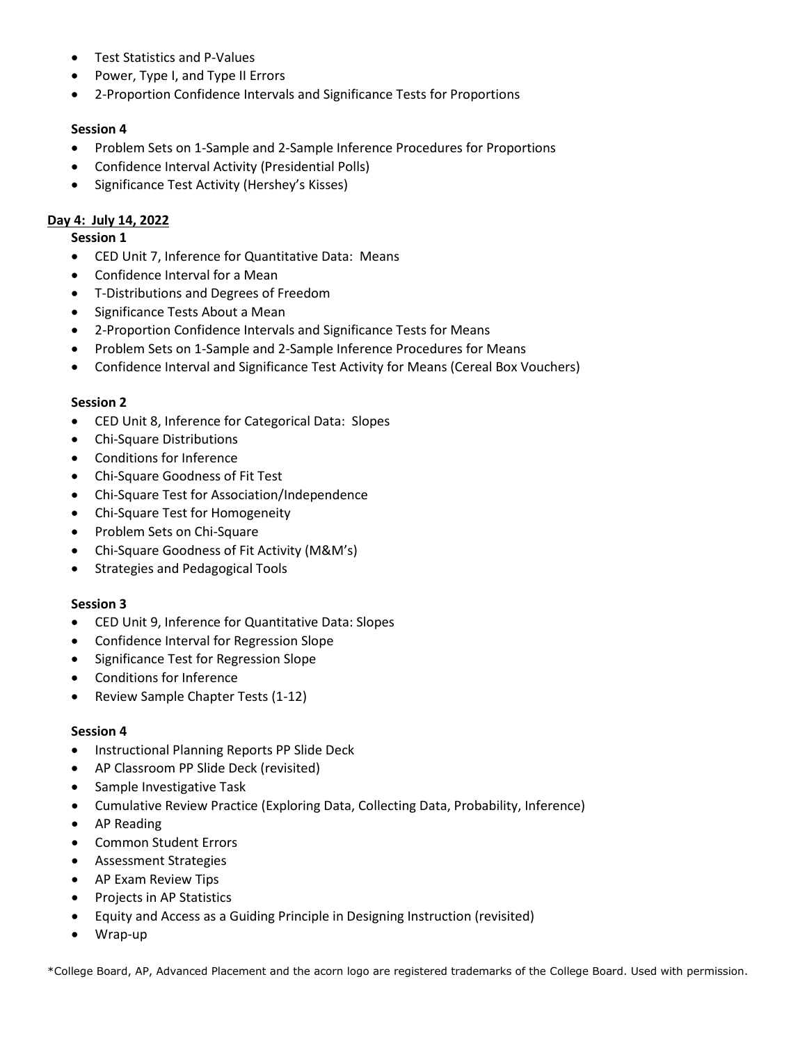- Test Statistics and P-Values
- Power, Type I, and Type II Errors
- 2-Proportion Confidence Intervals and Significance Tests for Proportions

**Session 4**

- Problem Sets on 1-Sample and 2-Sample Inference Procedures for Proportions
- Confidence Interval Activity (Presidential Polls)
- Significance Test Activity (Hershey's Kisses)

**Day 4: July 14, 2022**

**Session 1**

- CED Unit 7, Inference for Quantitative Data: Means
- Confidence Interval for a Mean
- T-Distributions and Degrees of Freedom
- Significance Tests About a Mean
- 2-Proportion Confidence Intervals and Significance Tests for Means
- Problem Sets on 1-Sample and 2-Sample Inference Procedures for Means
- Confidence Interval and Significance Test Activity for Means (Cereal Box Vouchers)

**Session 2**

- CED Unit 8, Inference for Categorical Data: Slopes
- Chi-Square Distributions
- Conditions for Inference
- Chi-Square Goodness of Fit Test
- Chi-Square Test for Association/Independence
- Chi-Square Test for Homogeneity
- Problem Sets on Chi-Square
- Chi-Square Goodness of Fit Activity (M&M's)
- Strategies and Pedagogical Tools

**Session 3**

- CED Unit 9, Inference for Quantitative Data: Slopes
- Confidence Interval for Regression Slope
- Significance Test for Regression Slope
- Conditions for Inference
- Review Sample Chapter Tests (1-12)

**Session 4**

- Instructional Planning Reports PP Slide Deck
- AP Classroom PP Slide Deck (revisited)
- Sample Investigative Task
- Cumulative Review Practice (Exploring Data, Collecting Data, Probability, Inference)
- AP Reading
- Common Student Errors
- Assessment Strategies
- AP Exam Review Tips
- Projects in AP Statistics
- Equity and Access as a Guiding Principle in Designing Instruction (revisited)
- Wrap-up

*College Board, AP, Advanced Placement and the acorn logo are registered trademarks of the College Board. Used with permission.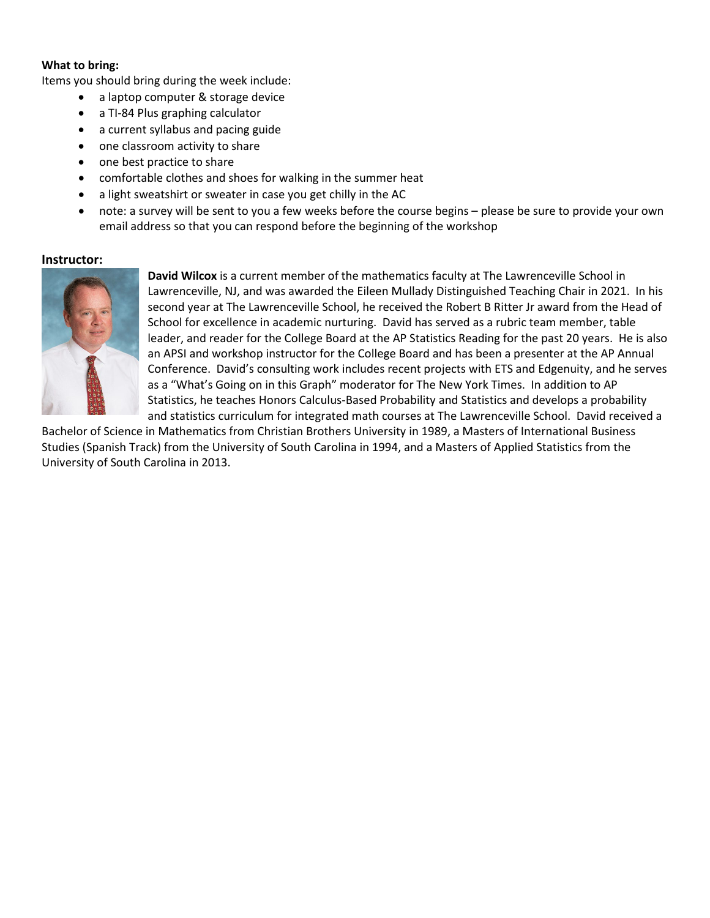**What to bring:**

Items you should bring during the week include:

- a laptop computer & storage device
- a TI-84 Plus graphing calculator
- a current syllabus and pacing guide
- one classroom activity to share
- one best practice to share
- comfortable clothes and shoes for walking in the summer heat
- a light sweatshirt or sweater in case you get chilly in the AC
- note: a survey will be sent to you a few weeks before the course begins – please be sure to provide your own email address so that you can respond before the beginning of the workshop

## Instructor:

**David Wilcox** is a current member of the mathematics faculty at The Lawrenceville School in Lawrenceville, NJ, and was awarded the Eileen Mullady Distinguished Teaching Chair in 2021. In his second year at The Lawrenceville School, he received the Robert B Ritter Jr award from the Head of School for excellence in academic nurturing. David has served as a rubric team member, table leader, and reader for the College Board at the AP Statistics Reading for the past 20 years. He is also an APSI and workshop instructor for the College Board and has been a presenter at the AP Annual Conference. David's consulting work includes recent projects with ETS and Edgenuity, and he serves as a "What's Going on in this Graph" moderator for The New York Times. In addition to AP Statistics, he teaches Honors Calculus-Based Probability and Statistics and develops a probability and statistics curriculum for integrated math courses at The Lawrenceville School. David received a Bachelor of Science in Mathematics from Christian Brothers University in 1989, a Masters of International Business Studies (Spanish Track) from the University of South Carolina in 1994, and a Masters of Applied Statistics from the University of South Carolina in 2013.